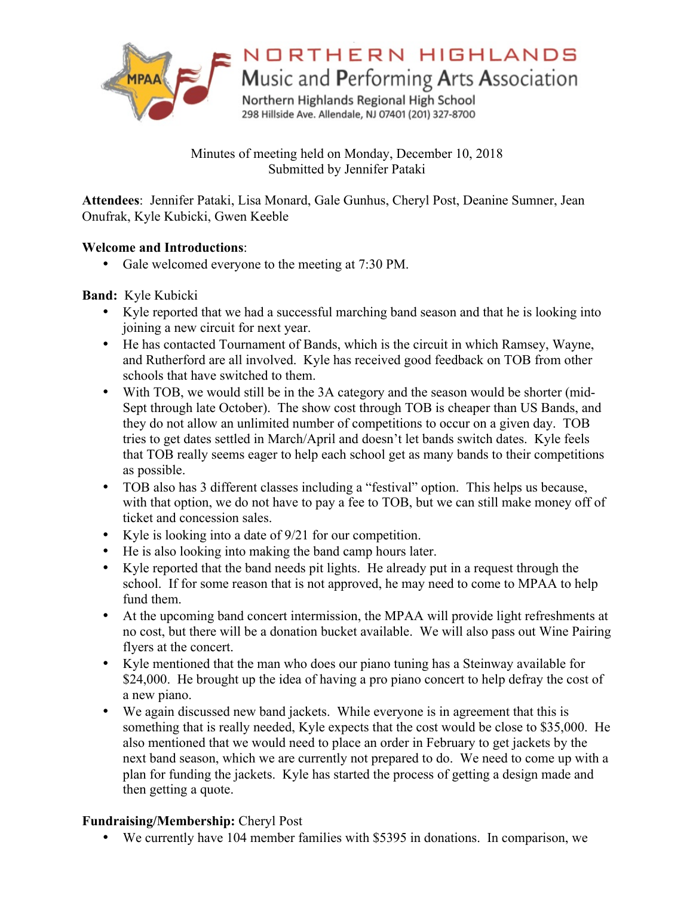NORTHERN HIGHLANDS
Music and Performing Arts Association
Northern Highlands Regional High School
298 Hillside Ave. Allendale, NJ 07401 (201) 327-8700

Minutes of meeting held on Monday, December 10, 2018
Submitted by Jennifer Pataki

**Attendees**: Jennifer Pataki, Lisa Monard, Gale Gunhus, Cheryl Post, Deanine Sumner, Jean Onufrak, Kyle Kubicki, Gwen Keeble

**Welcome and Introductions**:

- Gale welcomed everyone to the meeting at 7:30 PM.

**Band:** Kyle Kubicki

- Kyle reported that we had a successful marching band season and that he is looking into joining a new circuit for next year.
- He has contacted Tournament of Bands, which is the circuit in which Ramsey, Wayne, and Rutherford are all involved. Kyle has received good feedback on TOB from other schools that have switched to them.
- With TOB, we would still be in the 3A category and the season would be shorter (mid-Sept through late October). The show cost through TOB is cheaper than US Bands, and they do not allow an unlimited number of competitions to occur on a given day. TOB tries to get dates settled in March/April and doesn't let bands switch dates. Kyle feels that TOB really seems eager to help each school get as many bands to their competitions as possible.
- TOB also has 3 different classes including a "festival" option. This helps us because, with that option, we do not have to pay a fee to TOB, but we can still make money off of ticket and concession sales.
- Kyle is looking into a date of 9/21 for our competition.
- He is also looking into making the band camp hours later.
- Kyle reported that the band needs pit lights. He already put in a request through the school. If for some reason that is not approved, he may need to come to MPAA to help fund them.
- At the upcoming band concert intermission, the MPAA will provide light refreshments at no cost, but there will be a donation bucket available. We will also pass out Wine Pairing flyers at the concert.
- Kyle mentioned that the man who does our piano tuning has a Steinway available for $24,000. He brought up the idea of having a pro piano concert to help defray the cost of a new piano.
- We again discussed new band jackets. While everyone is in agreement that this is something that is really needed, Kyle expects that the cost would be close to $35,000. He also mentioned that we would need to place an order in February to get jackets by the next band season, which we are currently not prepared to do. We need to come up with a plan for funding the jackets. Kyle has started the process of getting a design made and then getting a quote.

**Fundraising/Membership:** Cheryl Post

- We currently have 104 member families with $5395 in donations. In comparison, we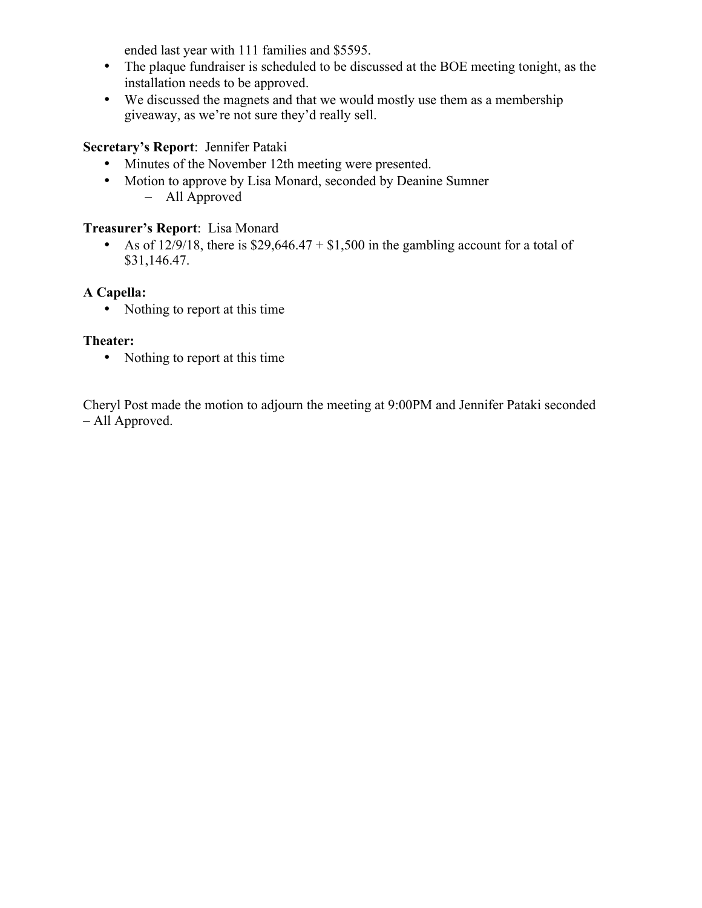ended last year with 111 families and $5595.

- The plaque fundraiser is scheduled to be discussed at the BOE meeting tonight, as the installation needs to be approved.
- We discussed the magnets and that we would mostly use them as a membership giveaway, as we're not sure they'd really sell.

**Secretary's Report**: Jennifer Pataki

- Minutes of the November 12th meeting were presented.
- Motion to approve by Lisa Monard, seconded by Deanine Sumner
  - All Approved

**Treasurer's Report**: Lisa Monard

- As of 12/9/18, there is $29,646.47 + $1,500 in the gambling account for a total of $31,146.47.

**A Capella:**

- Nothing to report at this time

**Theater:**

- Nothing to report at this time

Cheryl Post made the motion to adjourn the meeting at 9:00PM and Jennifer Pataki seconded – All Approved.